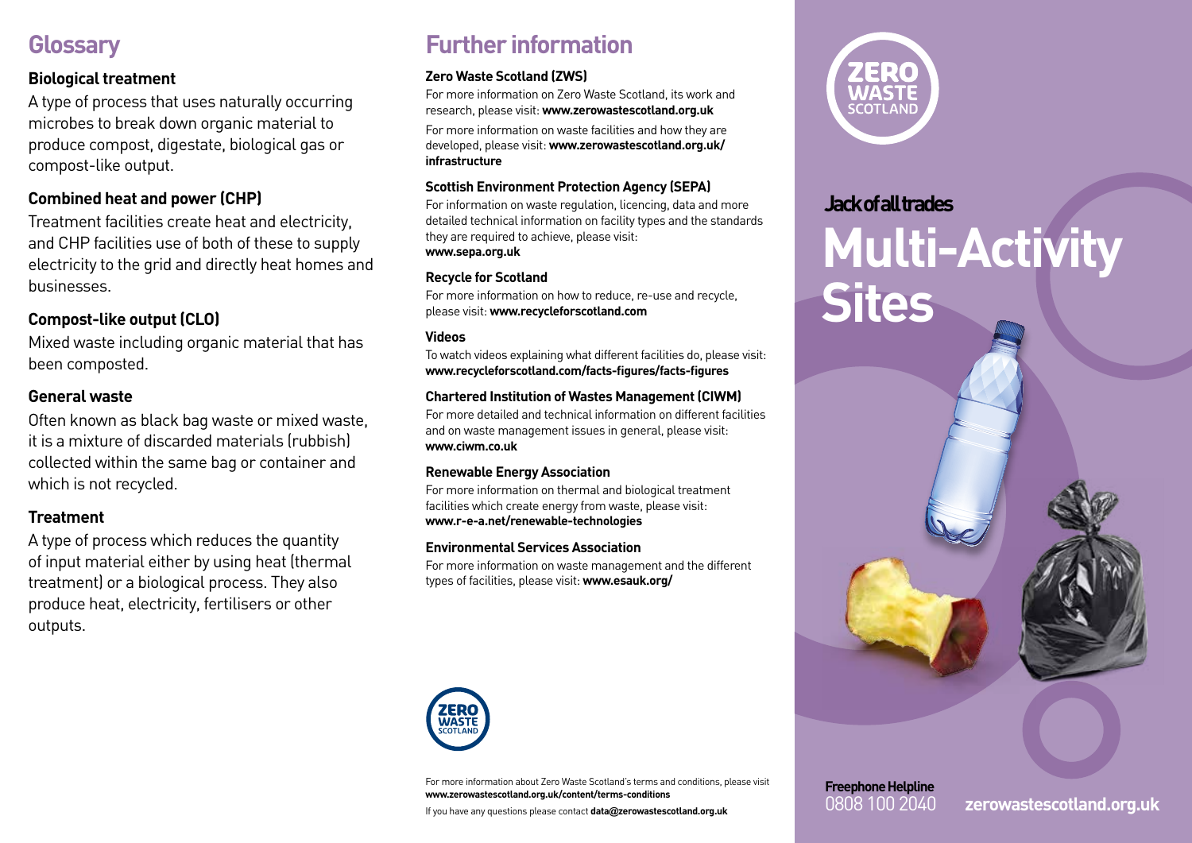# Glossary

### Biological treatment

A type of process that uses naturally occurring microbes to break down organic material to produce compost, digestate, biological gas or compost-like output.

### Combined heat and power (CHP)

Treatment facilities create heat and electricity, and CHP facilities use of both of these to supply electricity to the grid and directly heat homes and businesses.

### Compost-like output (CLO)

Mixed waste including organic material that has been composted.

### General waste

Often known as black bag waste or mixed waste, it is a mixture of discarded materials (rubbish) collected within the same bag or container and which is not recycled.

### Treatment

A type of process which reduces the quantity of input material either by using heat (thermal treatment) or a biological process. They also produce heat, electricity, fertilisers or other outputs.

# Further information

**Zero Waste Scotland (ZWS)**

For more information on Zero Waste Scotland, its work and research, please visit: **www.zerowastescotland.org.uk**

For more information on waste facilities and how they are developed, please visit: **www.zerowastescotland.org.uk/infrastructure**

**Scottish Environment Protection Agency (SEPA)**

For information on waste regulation, licencing, data and more detailed technical information on facility types and the standards they are required to achieve, please visit: **www.sepa.org.uk**

**Recycle for Scotland**

For more information on how to reduce, re-use and recycle, please visit: **www.recycleforscotland.com**

**Videos**

To watch videos explaining what different facilities do, please visit: **www.recycleforscotland.com/facts-figures/facts-figures**

**Chartered Institution of Wastes Management (CIWM)**

For more detailed and technical information on different facilities and on waste management issues in general, please visit: **www.ciwm.co.uk**

**Renewable Energy Association**

For more information on thermal and biological treatment facilities which create energy from waste, please visit: **www.r-e-a.net/renewable-technologies**

**Environmental Services Association**

For more information on waste management and the different types of facilities, please visit: **www.esauk.org/**

For more information about Zero Waste Scotland's terms and conditions, please visit **www.zerowastescotland.org.uk/content/terms-conditions**

If you have any questions please contact **data@zerowastescotland.org.uk**

ZERO WASTE SCOTLAND

**Jack of all trades**

# Multi-Activity Sites

**Freephone Helpline**
0808 100 2040

**zerowastescotland.org.uk**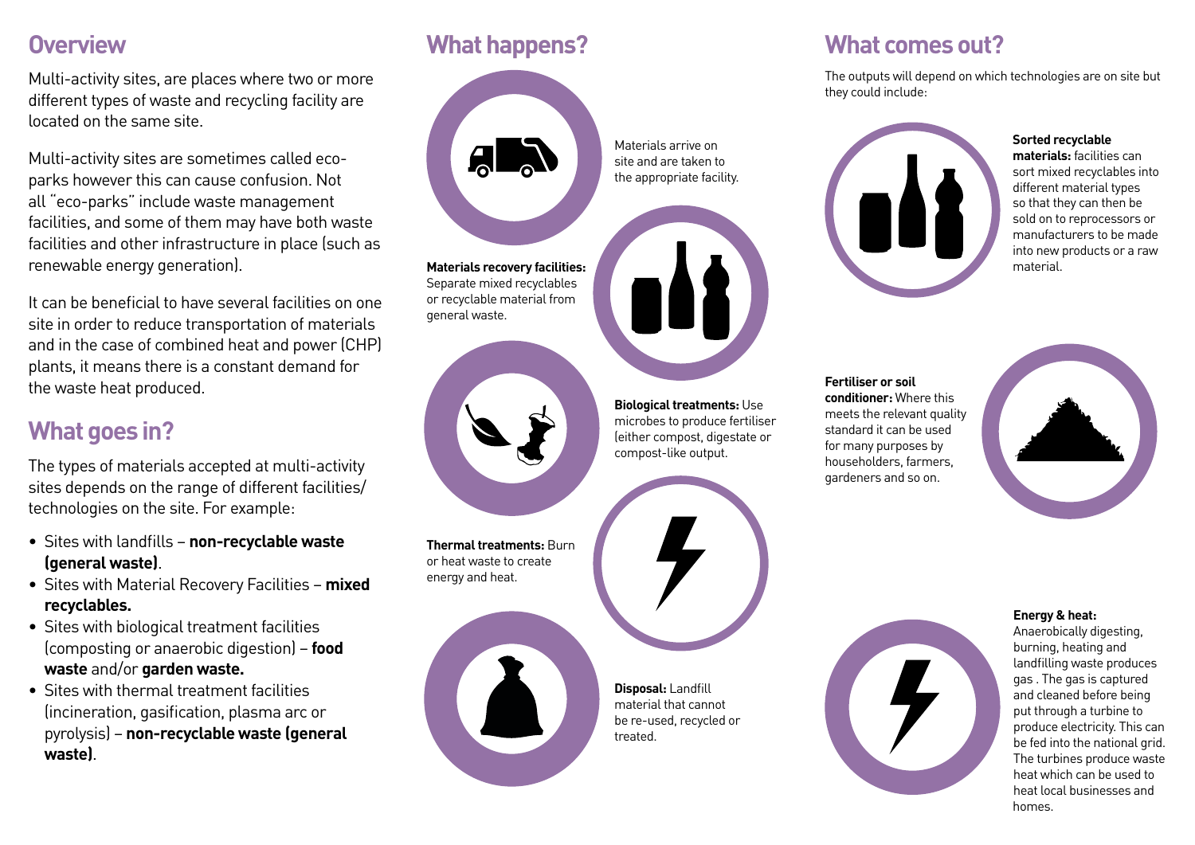## Overview

Multi-activity sites, are places where two or more different types of waste and recycling facility are located on the same site.

Multi-activity sites are sometimes called eco-parks however this can cause confusion. Not all "eco-parks" include waste management facilities, and some of them may have both waste facilities and other infrastructure in place (such as renewable energy generation).

It can be beneficial to have several facilities on one site in order to reduce transportation of materials and in the case of combined heat and power (CHP) plants, it means there is a constant demand for the waste heat produced.

## What goes in?

The types of materials accepted at multi-activity sites depends on the range of different facilities/technologies on the site. For example:

- Sites with landfills – **non-recyclable waste (general waste)**.
- Sites with Material Recovery Facilities – **mixed recyclables.**
- Sites with biological treatment facilities (composting or anaerobic digestion) – **food waste** and/or **garden waste.**
- Sites with thermal treatment facilities (incineration, gasification, plasma arc or pyrolysis) – **non-recyclable waste (general waste)**.

## What happens?

Materials arrive on site and are taken to the appropriate facility.

**Materials recovery facilities:** Separate mixed recyclables or recyclable material from general waste.

**Biological treatments:** Use microbes to produce fertiliser (either compost, digestate or compost-like output.

**Thermal treatments:** Burn or heat waste to create energy and heat.

**Disposal:** Landfill material that cannot be re-used, recycled or treated.

## What comes out?

The outputs will depend on which technologies are on site but they could include:

**Sorted recyclable materials:** facilities can sort mixed recyclables into different material types so that they can then be sold on to reprocessors or manufacturers to be made into new products or a raw material.

**Fertiliser or soil conditioner:** Where this meets the relevant quality standard it can be used for many purposes by householders, farmers, gardeners and so on.

**Energy & heat:** Anaerobically digesting, burning, heating and landfilling waste produces gas . The gas is captured and cleaned before being put through a turbine to produce electricity. This can be fed into the national grid. The turbines produce waste heat which can be used to heat local businesses and homes.